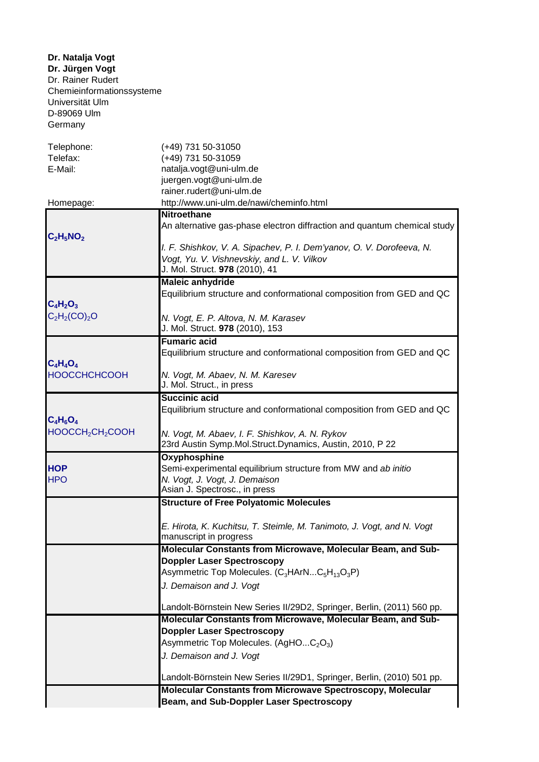**Dr. Natalja Vogt**
**Dr. Jürgen Vogt**
Dr. Rainer Rudert
Chemieinformationssysteme
Universität Ulm
D-89069 Ulm
Germany

| | |
|---|---|
| Telephone: | (+49) 731 50-31050 |
| Telefax: | (+49) 731 50-31059 |
| E-Mail: | natalja.vogt@uni-ulm.de<br>juergen.vogt@uni-ulm.de<br>rainer.rudert@uni-ulm.de |
| Homepage: | http://www.uni-ulm.de/nawi/cheminfo.html |

| | |
|---|---|
| **$C_2H_5NO_2$** | **Nitroethane**<br>An alternative gas-phase electron diffraction and quantum chemical study<br><br>*I. F. Shishkov, V. A. Sipachev, P. I. Dem'yanov, O. V. Dorofeeva, N. Vogt, Yu. V. Vishnevskiy, and L. V. Vilkov*<br>J. Mol. Struct. **978** (2010), 41 |
| **$C_4H_2O_3$**<br>$C_2H_2(CO)_2O$ | **Maleic anhydride**<br>Equilibrium structure and conformational composition from GED and QC<br><br>*N. Vogt, E. P. Altova, N. M. Karasev*<br>J. Mol. Struct. **978** (2010), 153 |
| **$C_4H_4O_4$**<br>HOOCCHCHCOOH | **Fumaric acid**<br>Equilibrium structure and conformational composition from GED and QC<br><br>*N. Vogt, M. Abaev, N. M. Karesev*<br>J. Mol. Struct., in press |
| **$C_4H_6O_4$**<br>$HOOCCH_2CH_2COOH$ | **Succinic acid**<br>Equilibrium structure and conformational composition from GED and QC<br><br>*N. Vogt, M. Abaev, I. F. Shishkov, A. N. Rykov*<br>23rd Austin Symp.Mol.Struct.Dynamics, Austin, 2010, P 22 |
| **HOP**<br>HPO | **Oxyphosphine**<br>Semi-experimental equilibrium structure from MW and *ab initio*<br>*N. Vogt, J. Vogt, J. Demaison*<br>Asian J. Spectrosc., in press |
| | **Structure of Free Polyatomic Molecules**<br><br>*E. Hirota, K. Kuchitsu, T. Steimle, M. Tanimoto, J. Vogt, and N. Vogt*<br>manuscript in progress |
| | **Molecular Constants from Microwave, Molecular Beam, and Sub-Doppler Laser Spectroscopy**<br>Asymmetric Top Molecules. ($C_3HArN...C_5H_{13}O_3P$)<br>*J. Demaison and J. Vogt*<br><br>Landolt-Börnstein New Series II/29D2, Springer, Berlin, (2011) 560 pp. |
| | **Molecular Constants from Microwave, Molecular Beam, and Sub-Doppler Laser Spectroscopy**<br>Asymmetric Top Molecules. ($AgHO...C_2O_3$)<br>*J. Demaison and J. Vogt*<br><br>Landolt-Börnstein New Series II/29D1, Springer, Berlin, (2010) 501 pp. |
| | **Molecular Constants from Microwave Spectroscopy, Molecular Beam, and Sub-Doppler Laser Spectroscopy** |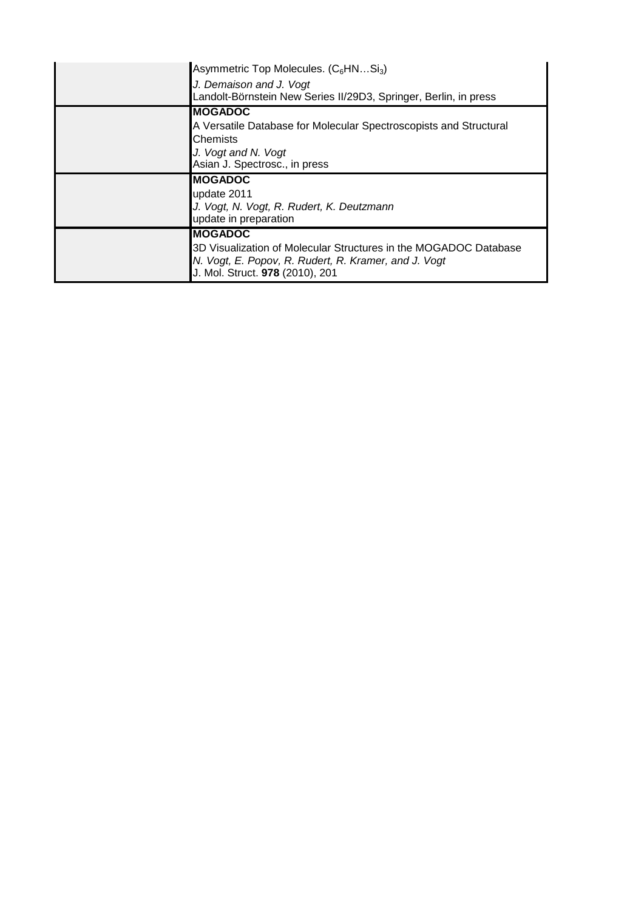| | |
|---|---|
| | Asymmetric Top Molecules. ($C_6HN…Si_3$)<br>*J. Demaison and J. Vogt*<br>Landolt-Börnstein New Series II/29D3, Springer, Berlin, in press |
| | **MOGADOC**<br>A Versatile Database for Molecular Spectroscopists and Structural Chemists<br>*J. Vogt and N. Vogt*<br>Asian J. Spectrosc., in press |
| | **MOGADOC**<br>update 2011<br>*J. Vogt, N. Vogt, R. Rudert, K. Deutzmann*<br>update in preparation |
| | **MOGADOC**<br>3D Visualization of Molecular Structures in the MOGADOC Database<br>*N. Vogt, E. Popov, R. Rudert, R. Kramer, and J. Vogt*<br>J. Mol. Struct. **978** (2010), 201 |